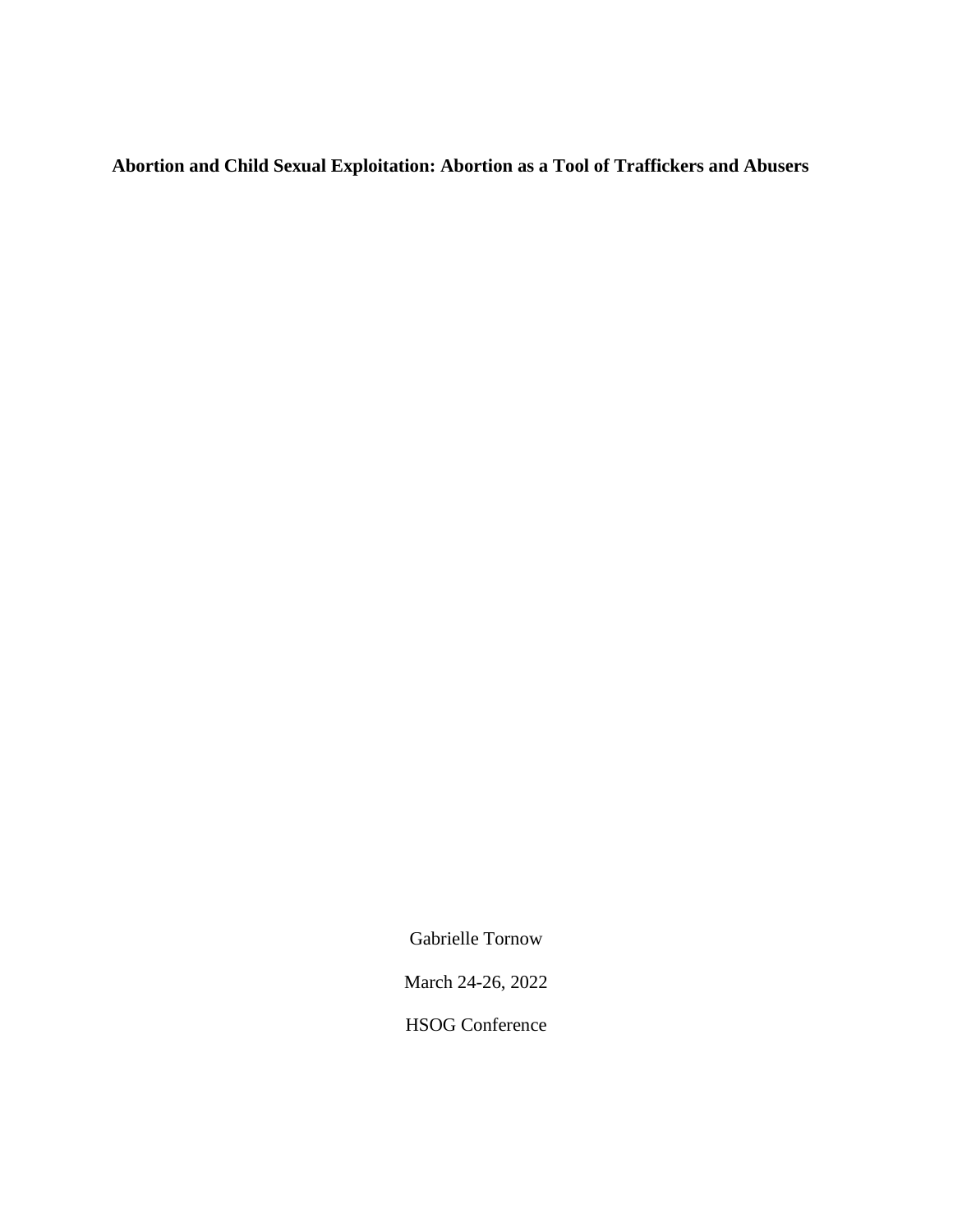**Abortion and Child Sexual Exploitation: Abortion as a Tool of Traffickers and Abusers**

Gabrielle Tornow

March 24-26, 2022

HSOG Conference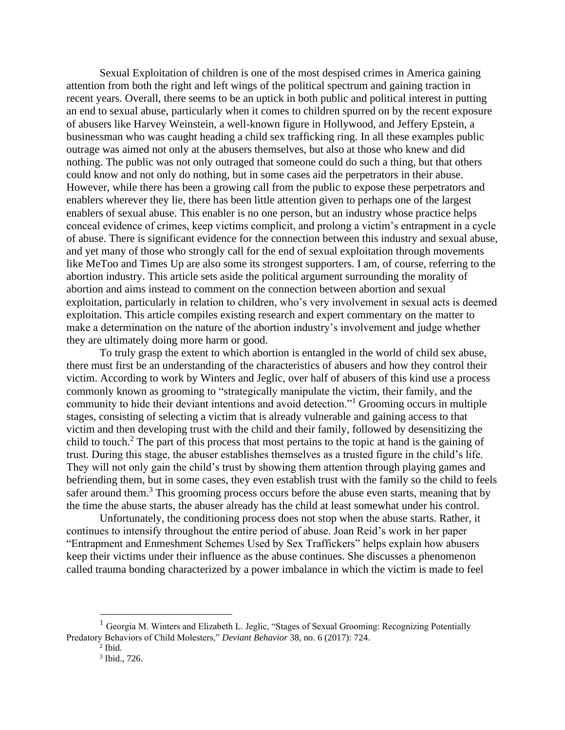Sexual Exploitation of children is one of the most despised crimes in America gaining attention from both the right and left wings of the political spectrum and gaining traction in recent years. Overall, there seems to be an uptick in both public and political interest in putting an end to sexual abuse, particularly when it comes to children spurred on by the recent exposure of abusers like Harvey Weinstein, a well-known figure in Hollywood, and Jeffery Epstein, a businessman who was caught heading a child sex trafficking ring. In all these examples public outrage was aimed not only at the abusers themselves, but also at those who knew and did nothing. The public was not only outraged that someone could do such a thing, but that others could know and not only do nothing, but in some cases aid the perpetrators in their abuse. However, while there has been a growing call from the public to expose these perpetrators and enablers wherever they lie, there has been little attention given to perhaps one of the largest enablers of sexual abuse. This enabler is no one person, but an industry whose practice helps conceal evidence of crimes, keep victims complicit, and prolong a victim's entrapment in a cycle of abuse. There is significant evidence for the connection between this industry and sexual abuse, and yet many of those who strongly call for the end of sexual exploitation through movements like MeToo and Times Up are also some its strongest supporters. I am, of course, referring to the abortion industry. This article sets aside the political argument surrounding the morality of abortion and aims instead to comment on the connection between abortion and sexual exploitation, particularly in relation to children, who's very involvement in sexual acts is deemed exploitation. This article compiles existing research and expert commentary on the matter to make a determination on the nature of the abortion industry's involvement and judge whether they are ultimately doing more harm or good.

To truly grasp the extent to which abortion is entangled in the world of child sex abuse, there must first be an understanding of the characteristics of abusers and how they control their victim. According to work by Winters and Jeglic, over half of abusers of this kind use a process commonly known as grooming to "strategically manipulate the victim, their family, and the community to hide their deviant intentions and avoid detection."[1] Grooming occurs in multiple stages, consisting of selecting a victim that is already vulnerable and gaining access to that victim and then developing trust with the child and their family, followed by desensitizing the child to touch.[2] The part of this process that most pertains to the topic at hand is the gaining of trust. During this stage, the abuser establishes themselves as a trusted figure in the child's life. They will not only gain the child's trust by showing them attention through playing games and befriending them, but in some cases, they even establish trust with the family so the child to feels safer around them.[3] This grooming process occurs before the abuse even starts, meaning that by the time the abuse starts, the abuser already has the child at least somewhat under his control.

Unfortunately, the conditioning process does not stop when the abuse starts. Rather, it continues to intensify throughout the entire period of abuse. Joan Reid's work in her paper "Entrapment and Enmeshment Schemes Used by Sex Traffickers" helps explain how abusers keep their victims under their influence as the abuse continues. She discusses a phenomenon called trauma bonding characterized by a power imbalance in which the victim is made to feel

[1] Georgia M. Winters and Elizabeth L. Jeglic, "Stages of Sexual Grooming: Recognizing Potentially Predatory Behaviors of Child Molesters," *Deviant Behavior* 38, no. 6 (2017): 724.

[2] Ibid.

[3] Ibid., 726.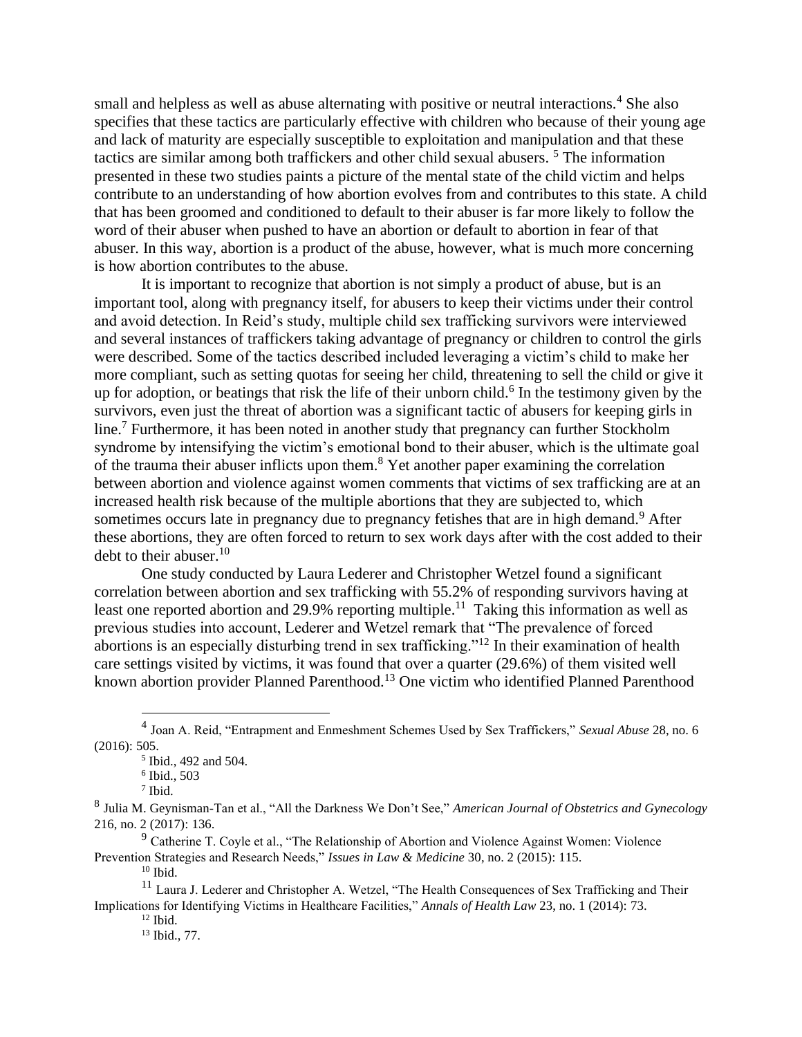small and helpless as well as abuse alternating with positive or neutral interactions.[4] She also specifies that these tactics are particularly effective with children who because of their young age and lack of maturity are especially susceptible to exploitation and manipulation and that these tactics are similar among both traffickers and other child sexual abusers. [5] The information presented in these two studies paints a picture of the mental state of the child victim and helps contribute to an understanding of how abortion evolves from and contributes to this state. A child that has been groomed and conditioned to default to their abuser is far more likely to follow the word of their abuser when pushed to have an abortion or default to abortion in fear of that abuser. In this way, abortion is a product of the abuse, however, what is much more concerning is how abortion contributes to the abuse.

It is important to recognize that abortion is not simply a product of abuse, but is an important tool, along with pregnancy itself, for abusers to keep their victims under their control and avoid detection. In Reid's study, multiple child sex trafficking survivors were interviewed and several instances of traffickers taking advantage of pregnancy or children to control the girls were described. Some of the tactics described included leveraging a victim's child to make her more compliant, such as setting quotas for seeing her child, threatening to sell the child or give it up for adoption, or beatings that risk the life of their unborn child.[6] In the testimony given by the survivors, even just the threat of abortion was a significant tactic of abusers for keeping girls in line.[7] Furthermore, it has been noted in another study that pregnancy can further Stockholm syndrome by intensifying the victim's emotional bond to their abuser, which is the ultimate goal of the trauma their abuser inflicts upon them.[8] Yet another paper examining the correlation between abortion and violence against women comments that victims of sex trafficking are at an increased health risk because of the multiple abortions that they are subjected to, which sometimes occurs late in pregnancy due to pregnancy fetishes that are in high demand.[9] After these abortions, they are often forced to return to sex work days after with the cost added to their debt to their abuser.[10]

One study conducted by Laura Lederer and Christopher Wetzel found a significant correlation between abortion and sex trafficking with 55.2% of responding survivors having at least one reported abortion and 29.9% reporting multiple.[11] Taking this information as well as previous studies into account, Lederer and Wetzel remark that "The prevalence of forced abortions is an especially disturbing trend in sex trafficking."[12] In their examination of health care settings visited by victims, it was found that over a quarter (29.6%) of them visited well known abortion provider Planned Parenthood.[13] One victim who identified Planned Parenthood

---

[4] Joan A. Reid, "Entrapment and Enmeshment Schemes Used by Sex Traffickers," *Sexual Abuse* 28, no. 6 (2016): 505.

[5] Ibid., 492 and 504.

[6] Ibid., 503

[7] Ibid.

[8] Julia M. Geynisman-Tan et al., "All the Darkness We Don't See," *American Journal of Obstetrics and Gynecology* 216, no. 2 (2017): 136.

[9] Catherine T. Coyle et al., "The Relationship of Abortion and Violence Against Women: Violence Prevention Strategies and Research Needs," *Issues in Law & Medicine* 30, no. 2 (2015): 115.

[10] Ibid.

[11] Laura J. Lederer and Christopher A. Wetzel, "The Health Consequences of Sex Trafficking and Their Implications for Identifying Victims in Healthcare Facilities," *Annals of Health Law* 23, no. 1 (2014): 73.

[12] Ibid.

[13] Ibid., 77.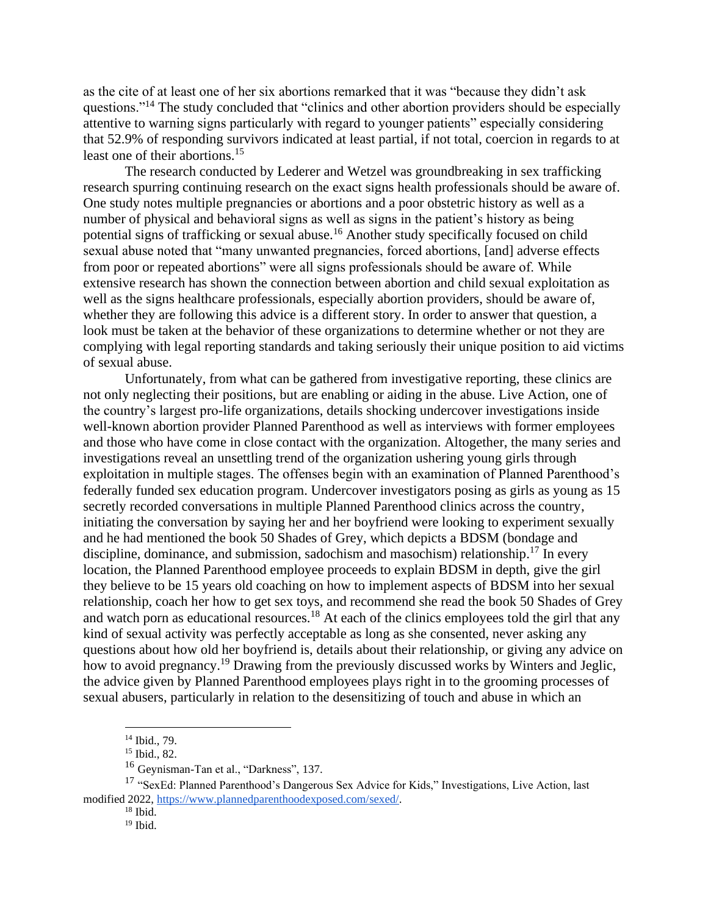as the cite of at least one of her six abortions remarked that it was "because they didn't ask questions."[14] The study concluded that "clinics and other abortion providers should be especially attentive to warning signs particularly with regard to younger patients" especially considering that 52.9% of responding survivors indicated at least partial, if not total, coercion in regards to at least one of their abortions.[15]

The research conducted by Lederer and Wetzel was groundbreaking in sex trafficking research spurring continuing research on the exact signs health professionals should be aware of. One study notes multiple pregnancies or abortions and a poor obstetric history as well as a number of physical and behavioral signs as well as signs in the patient's history as being potential signs of trafficking or sexual abuse.[16] Another study specifically focused on child sexual abuse noted that "many unwanted pregnancies, forced abortions, [and] adverse effects from poor or repeated abortions" were all signs professionals should be aware of. While extensive research has shown the connection between abortion and child sexual exploitation as well as the signs healthcare professionals, especially abortion providers, should be aware of, whether they are following this advice is a different story. In order to answer that question, a look must be taken at the behavior of these organizations to determine whether or not they are complying with legal reporting standards and taking seriously their unique position to aid victims of sexual abuse.

Unfortunately, from what can be gathered from investigative reporting, these clinics are not only neglecting their positions, but are enabling or aiding in the abuse. Live Action, one of the country's largest pro-life organizations, details shocking undercover investigations inside well-known abortion provider Planned Parenthood as well as interviews with former employees and those who have come in close contact with the organization. Altogether, the many series and investigations reveal an unsettling trend of the organization ushering young girls through exploitation in multiple stages. The offenses begin with an examination of Planned Parenthood's federally funded sex education program. Undercover investigators posing as girls as young as 15 secretly recorded conversations in multiple Planned Parenthood clinics across the country, initiating the conversation by saying her and her boyfriend were looking to experiment sexually and he had mentioned the book 50 Shades of Grey, which depicts a BDSM (bondage and discipline, dominance, and submission, sadochism and masochism) relationship.[17] In every location, the Planned Parenthood employee proceeds to explain BDSM in depth, give the girl they believe to be 15 years old coaching on how to implement aspects of BDSM into her sexual relationship, coach her how to get sex toys, and recommend she read the book 50 Shades of Grey and watch porn as educational resources.[18] At each of the clinics employees told the girl that any kind of sexual activity was perfectly acceptable as long as she consented, never asking any questions about how old her boyfriend is, details about their relationship, or giving any advice on how to avoid pregnancy.[19] Drawing from the previously discussed works by Winters and Jeglic, the advice given by Planned Parenthood employees plays right in to the grooming processes of sexual abusers, particularly in relation to the desensitizing of touch and abuse in which an

---

[14] Ibid., 79.

[15] Ibid., 82.

[16] Geynisman-Tan et al., "Darkness", 137.

[17] "SexEd: Planned Parenthood's Dangerous Sex Advice for Kids," Investigations, Live Action, last modified 2022, https://www.plannedparenthoodexposed.com/sexed/.

[18] Ibid.

[19] Ibid.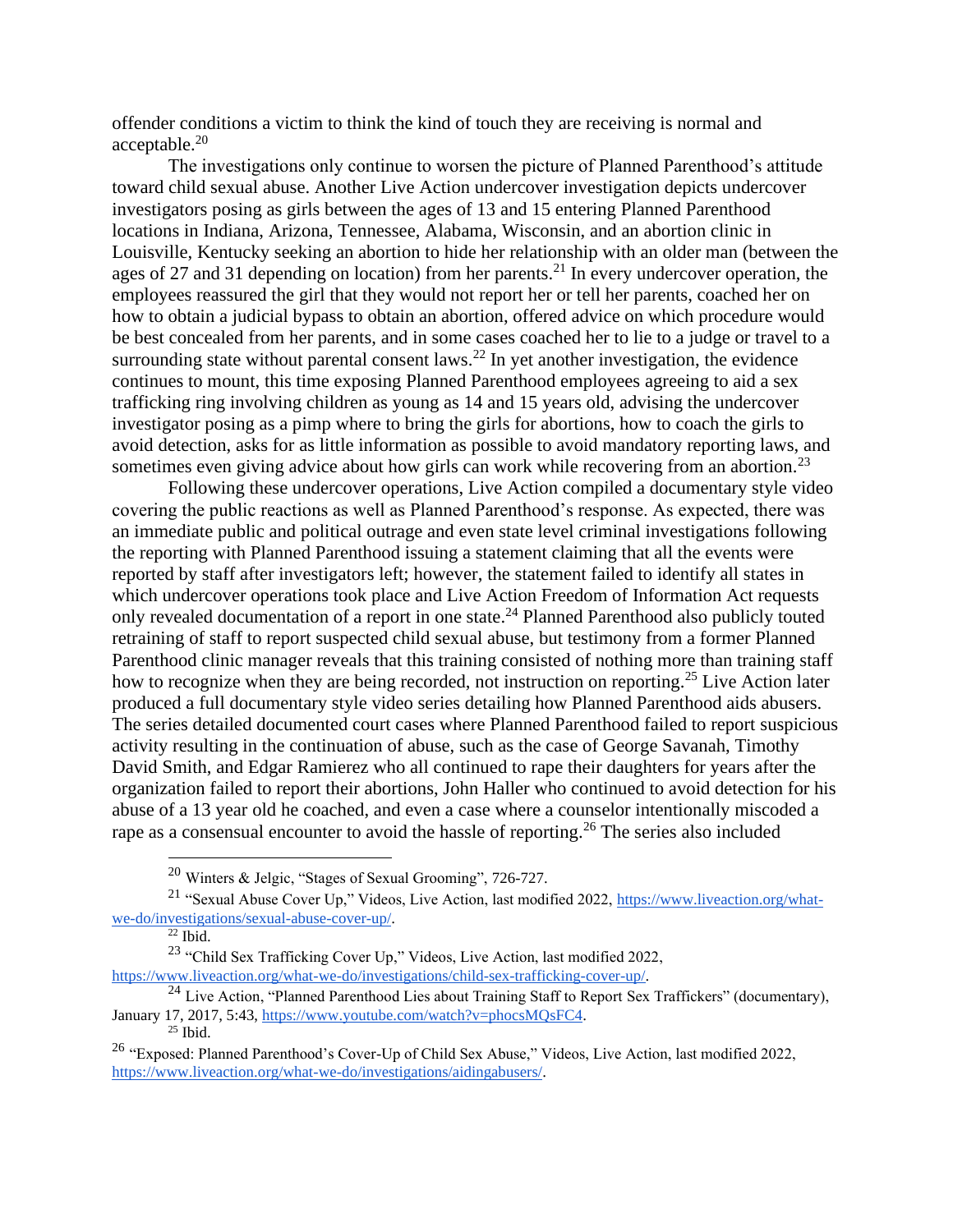offender conditions a victim to think the kind of touch they are receiving is normal and acceptable.[20]

The investigations only continue to worsen the picture of Planned Parenthood's attitude toward child sexual abuse. Another Live Action undercover investigation depicts undercover investigators posing as girls between the ages of 13 and 15 entering Planned Parenthood locations in Indiana, Arizona, Tennessee, Alabama, Wisconsin, and an abortion clinic in Louisville, Kentucky seeking an abortion to hide her relationship with an older man (between the ages of 27 and 31 depending on location) from her parents.[21] In every undercover operation, the employees reassured the girl that they would not report her or tell her parents, coached her on how to obtain a judicial bypass to obtain an abortion, offered advice on which procedure would be best concealed from her parents, and in some cases coached her to lie to a judge or travel to a surrounding state without parental consent laws.[22] In yet another investigation, the evidence continues to mount, this time exposing Planned Parenthood employees agreeing to aid a sex trafficking ring involving children as young as 14 and 15 years old, advising the undercover investigator posing as a pimp where to bring the girls for abortions, how to coach the girls to avoid detection, asks for as little information as possible to avoid mandatory reporting laws, and sometimes even giving advice about how girls can work while recovering from an abortion.[23]

Following these undercover operations, Live Action compiled a documentary style video covering the public reactions as well as Planned Parenthood's response. As expected, there was an immediate public and political outrage and even state level criminal investigations following the reporting with Planned Parenthood issuing a statement claiming that all the events were reported by staff after investigators left; however, the statement failed to identify all states in which undercover operations took place and Live Action Freedom of Information Act requests only revealed documentation of a report in one state.[24] Planned Parenthood also publicly touted retraining of staff to report suspected child sexual abuse, but testimony from a former Planned Parenthood clinic manager reveals that this training consisted of nothing more than training staff how to recognize when they are being recorded, not instruction on reporting.[25] Live Action later produced a full documentary style video series detailing how Planned Parenthood aids abusers. The series detailed documented court cases where Planned Parenthood failed to report suspicious activity resulting in the continuation of abuse, such as the case of George Savanah, Timothy David Smith, and Edgar Ramierez who all continued to rape their daughters for years after the organization failed to report their abortions, John Haller who continued to avoid detection for his abuse of a 13 year old he coached, and even a case where a counselor intentionally miscoded a rape as a consensual encounter to avoid the hassle of reporting.[26] The series also included

---

[20] Winters & Jelgic, "Stages of Sexual Grooming", 726-727.

[21] "Sexual Abuse Cover Up," Videos, Live Action, last modified 2022, https://www.liveaction.org/what-we-do/investigations/sexual-abuse-cover-up/.

[22] Ibid.

[23] "Child Sex Trafficking Cover Up," Videos, Live Action, last modified 2022, https://www.liveaction.org/what-we-do/investigations/child-sex-trafficking-cover-up/.

[24] Live Action, "Planned Parenthood Lies about Training Staff to Report Sex Traffickers" (documentary), January 17, 2017, 5:43, https://www.youtube.com/watch?v=phocsMQsFC4.

[25] Ibid.

[26] "Exposed: Planned Parenthood's Cover-Up of Child Sex Abuse," Videos, Live Action, last modified 2022, https://www.liveaction.org/what-we-do/investigations/aidingabusers/.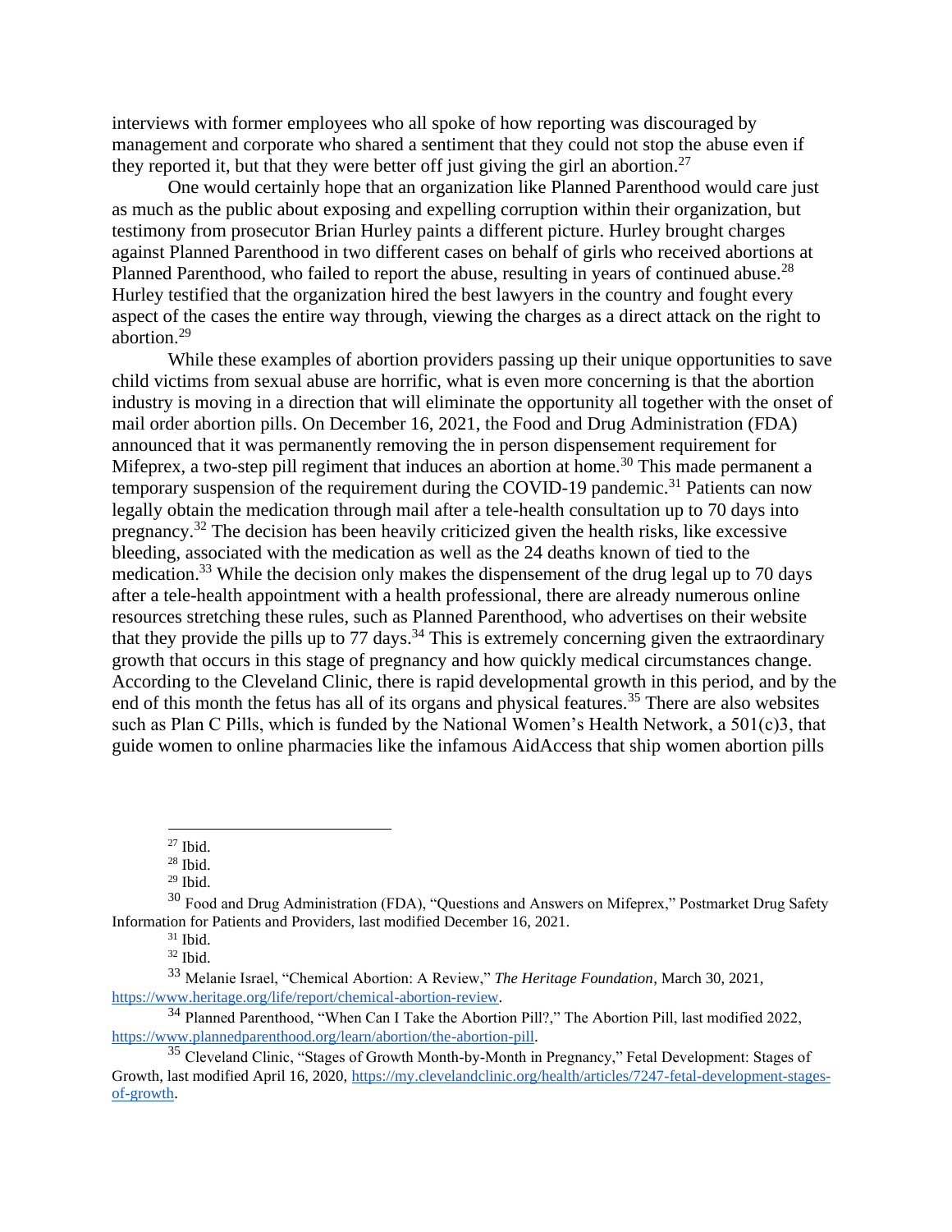interviews with former employees who all spoke of how reporting was discouraged by management and corporate who shared a sentiment that they could not stop the abuse even if they reported it, but that they were better off just giving the girl an abortion.[27]

One would certainly hope that an organization like Planned Parenthood would care just as much as the public about exposing and expelling corruption within their organization, but testimony from prosecutor Brian Hurley paints a different picture. Hurley brought charges against Planned Parenthood in two different cases on behalf of girls who received abortions at Planned Parenthood, who failed to report the abuse, resulting in years of continued abuse.[28] Hurley testified that the organization hired the best lawyers in the country and fought every aspect of the cases the entire way through, viewing the charges as a direct attack on the right to abortion.[29]

While these examples of abortion providers passing up their unique opportunities to save child victims from sexual abuse are horrific, what is even more concerning is that the abortion industry is moving in a direction that will eliminate the opportunity all together with the onset of mail order abortion pills. On December 16, 2021, the Food and Drug Administration (FDA) announced that it was permanently removing the in person dispensement requirement for Mifeprex, a two-step pill regiment that induces an abortion at home.[30] This made permanent a temporary suspension of the requirement during the COVID-19 pandemic.[31] Patients can now legally obtain the medication through mail after a tele-health consultation up to 70 days into pregnancy.[32] The decision has been heavily criticized given the health risks, like excessive bleeding, associated with the medication as well as the 24 deaths known of tied to the medication.[33] While the decision only makes the dispensement of the drug legal up to 70 days after a tele-health appointment with a health professional, there are already numerous online resources stretching these rules, such as Planned Parenthood, who advertises on their website that they provide the pills up to 77 days.[34] This is extremely concerning given the extraordinary growth that occurs in this stage of pregnancy and how quickly medical circumstances change. According to the Cleveland Clinic, there is rapid developmental growth in this period, and by the end of this month the fetus has all of its organs and physical features.[35] There are also websites such as Plan C Pills, which is funded by the National Women's Health Network, a 501(c)3, that guide women to online pharmacies like the infamous AidAccess that ship women abortion pills

---

[27] Ibid.

[28] Ibid.

[29] Ibid.

[30] Food and Drug Administration (FDA), "Questions and Answers on Mifeprex," Postmarket Drug Safety Information for Patients and Providers, last modified December 16, 2021.

[31] Ibid.

[32] Ibid.

[33] Melanie Israel, "Chemical Abortion: A Review," *The Heritage Foundation*, March 30, 2021, https://www.heritage.org/life/report/chemical-abortion-review.

[34] Planned Parenthood, "When Can I Take the Abortion Pill?," The Abortion Pill, last modified 2022, https://www.plannedparenthood.org/learn/abortion/the-abortion-pill.

[35] Cleveland Clinic, "Stages of Growth Month-by-Month in Pregnancy," Fetal Development: Stages of Growth, last modified April 16, 2020, https://my.clevelandclinic.org/health/articles/7247-fetal-development-stages-of-growth.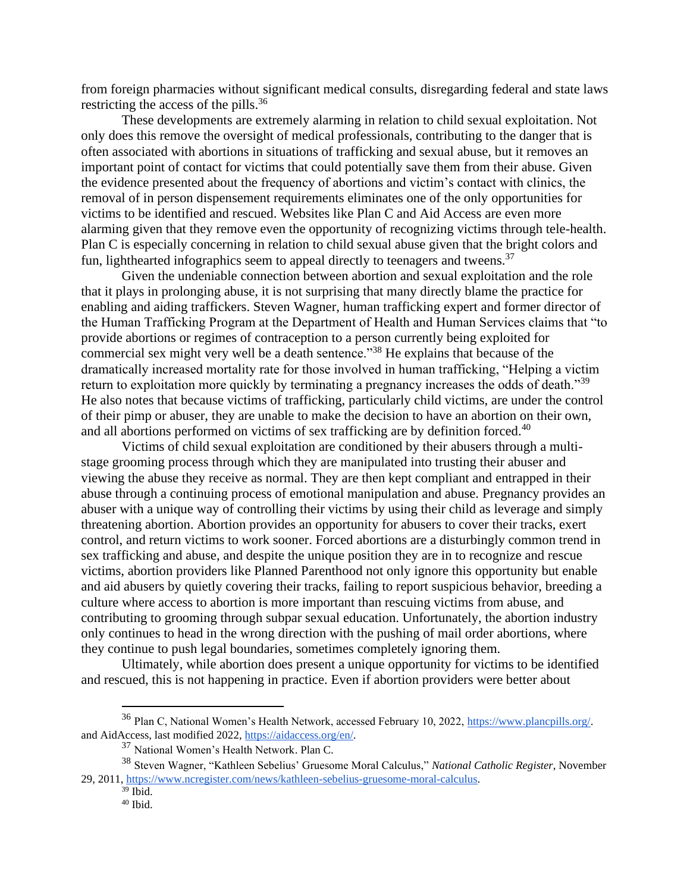from foreign pharmacies without significant medical consults, disregarding federal and state laws restricting the access of the pills.[36]

These developments are extremely alarming in relation to child sexual exploitation. Not only does this remove the oversight of medical professionals, contributing to the danger that is often associated with abortions in situations of trafficking and sexual abuse, but it removes an important point of contact for victims that could potentially save them from their abuse. Given the evidence presented about the frequency of abortions and victim's contact with clinics, the removal of in person dispensement requirements eliminates one of the only opportunities for victims to be identified and rescued. Websites like Plan C and Aid Access are even more alarming given that they remove even the opportunity of recognizing victims through tele-health. Plan C is especially concerning in relation to child sexual abuse given that the bright colors and fun, lighthearted infographics seem to appeal directly to teenagers and tweens.[37]

Given the undeniable connection between abortion and sexual exploitation and the role that it plays in prolonging abuse, it is not surprising that many directly blame the practice for enabling and aiding traffickers. Steven Wagner, human trafficking expert and former director of the Human Trafficking Program at the Department of Health and Human Services claims that "to provide abortions or regimes of contraception to a person currently being exploited for commercial sex might very well be a death sentence."[38] He explains that because of the dramatically increased mortality rate for those involved in human trafficking, "Helping a victim return to exploitation more quickly by terminating a pregnancy increases the odds of death."[39] He also notes that because victims of trafficking, particularly child victims, are under the control of their pimp or abuser, they are unable to make the decision to have an abortion on their own, and all abortions performed on victims of sex trafficking are by definition forced.[40]

Victims of child sexual exploitation are conditioned by their abusers through a multi-stage grooming process through which they are manipulated into trusting their abuser and viewing the abuse they receive as normal. They are then kept compliant and entrapped in their abuse through a continuing process of emotional manipulation and abuse. Pregnancy provides an abuser with a unique way of controlling their victims by using their child as leverage and simply threatening abortion. Abortion provides an opportunity for abusers to cover their tracks, exert control, and return victims to work sooner. Forced abortions are a disturbingly common trend in sex trafficking and abuse, and despite the unique position they are in to recognize and rescue victims, abortion providers like Planned Parenthood not only ignore this opportunity but enable and aid abusers by quietly covering their tracks, failing to report suspicious behavior, breeding a culture where access to abortion is more important than rescuing victims from abuse, and contributing to grooming through subpar sexual education. Unfortunately, the abortion industry only continues to head in the wrong direction with the pushing of mail order abortions, where they continue to push legal boundaries, sometimes completely ignoring them.

Ultimately, while abortion does present a unique opportunity for victims to be identified and rescued, this is not happening in practice. Even if abortion providers were better about

---

[36] Plan C, National Women's Health Network, accessed February 10, 2022, https://www.plancpills.org/. and AidAccess, last modified 2022, https://aidaccess.org/en/.

[37] National Women's Health Network. Plan C.

[38] Steven Wagner, "Kathleen Sebelius' Gruesome Moral Calculus," *National Catholic Register*, November 29, 2011, https://www.ncregister.com/news/kathleen-sebelius-gruesome-moral-calculus.

[39] Ibid.

[40] Ibid.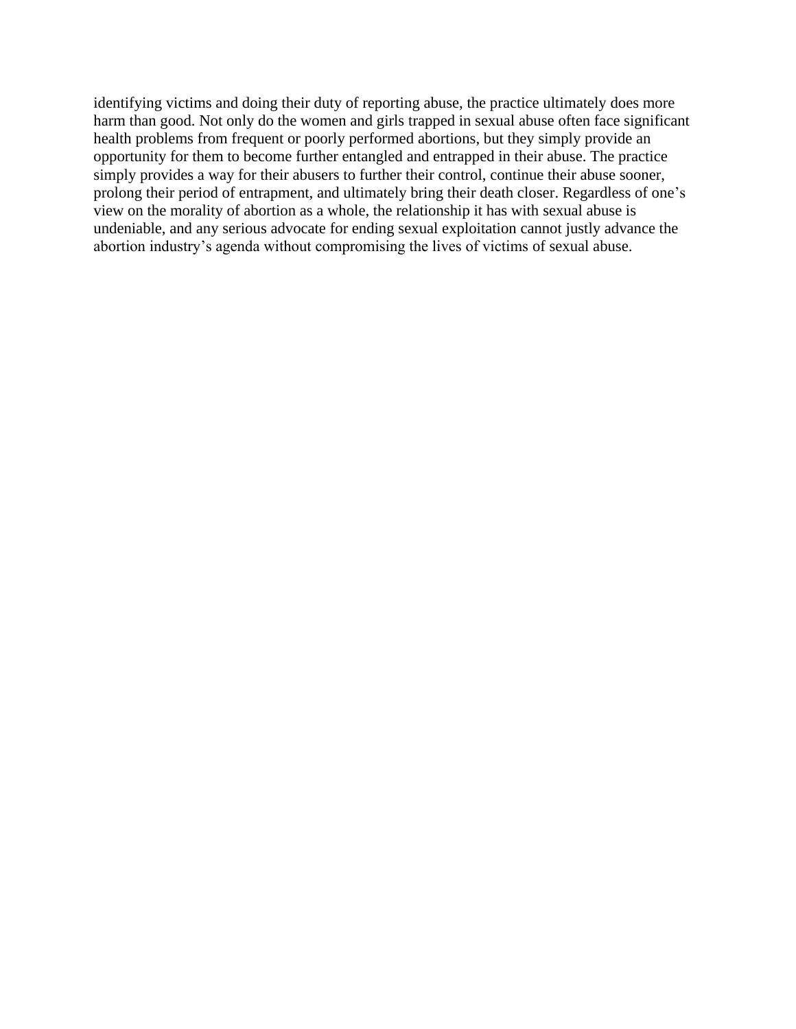identifying victims and doing their duty of reporting abuse, the practice ultimately does more harm than good. Not only do the women and girls trapped in sexual abuse often face significant health problems from frequent or poorly performed abortions, but they simply provide an opportunity for them to become further entangled and entrapped in their abuse. The practice simply provides a way for their abusers to further their control, continue their abuse sooner, prolong their period of entrapment, and ultimately bring their death closer. Regardless of one's view on the morality of abortion as a whole, the relationship it has with sexual abuse is undeniable, and any serious advocate for ending sexual exploitation cannot justly advance the abortion industry's agenda without compromising the lives of victims of sexual abuse.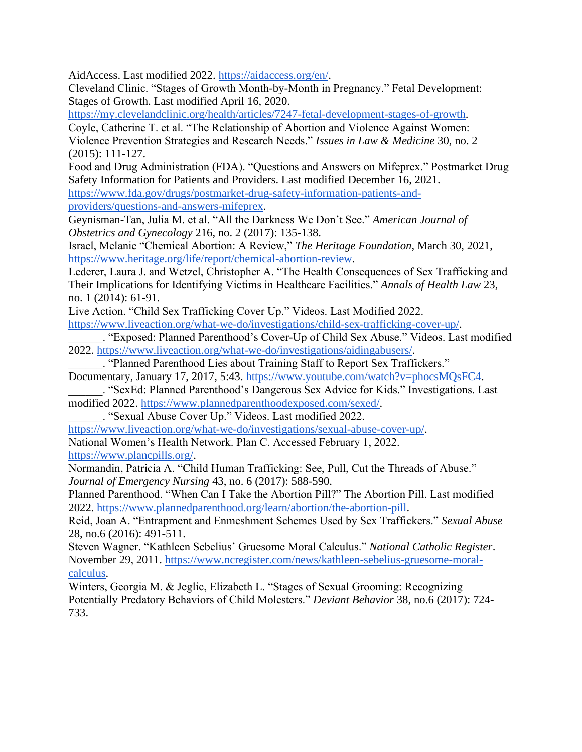AidAccess. Last modified 2022. https://aidaccess.org/en/.

Cleveland Clinic. "Stages of Growth Month-by-Month in Pregnancy." Fetal Development: Stages of Growth. Last modified April 16, 2020. https://my.clevelandclinic.org/health/articles/7247-fetal-development-stages-of-growth.

Coyle, Catherine T. et al. "The Relationship of Abortion and Violence Against Women: Violence Prevention Strategies and Research Needs." *Issues in Law & Medicine* 30, no. 2 (2015): 111-127.

Food and Drug Administration (FDA). "Questions and Answers on Mifeprex." Postmarket Drug Safety Information for Patients and Providers. Last modified December 16, 2021. https://www.fda.gov/drugs/postmarket-drug-safety-information-patients-and-providers/questions-and-answers-mifeprex.

Geynisman-Tan, Julia M. et al. "All the Darkness We Don't See." *American Journal of Obstetrics and Gynecology* 216, no. 2 (2017): 135-138.

Israel, Melanie "Chemical Abortion: A Review," *The Heritage Foundation*, March 30, 2021, https://www.heritage.org/life/report/chemical-abortion-review.

Lederer, Laura J. and Wetzel, Christopher A. "The Health Consequences of Sex Trafficking and Their Implications for Identifying Victims in Healthcare Facilities." *Annals of Health Law* 23, no. 1 (2014): 61-91.

Live Action. "Child Sex Trafficking Cover Up." Videos. Last Modified 2022. https://www.liveaction.org/what-we-do/investigations/child-sex-trafficking-cover-up/.

\_\_\_\_\_\_. "Exposed: Planned Parenthood's Cover-Up of Child Sex Abuse." Videos. Last modified 2022. https://www.liveaction.org/what-we-do/investigations/aidingabusers/.

\_\_\_\_\_\_. "Planned Parenthood Lies about Training Staff to Report Sex Traffickers." Documentary, January 17, 2017, 5:43. https://www.youtube.com/watch?v=phocsMQsFC4.

\_\_\_\_\_\_. "SexEd: Planned Parenthood's Dangerous Sex Advice for Kids." Investigations. Last modified 2022. https://www.plannedparenthoodexposed.com/sexed/.

\_\_\_\_\_\_. "Sexual Abuse Cover Up." Videos. Last modified 2022. https://www.liveaction.org/what-we-do/investigations/sexual-abuse-cover-up/.

National Women's Health Network. Plan C. Accessed February 1, 2022. https://www.plancpills.org/.

Normandin, Patricia A. "Child Human Trafficking: See, Pull, Cut the Threads of Abuse." *Journal of Emergency Nursing* 43, no. 6 (2017): 588-590.

Planned Parenthood. "When Can I Take the Abortion Pill?" The Abortion Pill. Last modified 2022. https://www.plannedparenthood.org/learn/abortion/the-abortion-pill.

Reid, Joan A. "Entrapment and Enmeshment Schemes Used by Sex Traffickers." *Sexual Abuse* 28, no.6 (2016): 491-511.

Steven Wagner. "Kathleen Sebelius' Gruesome Moral Calculus." *National Catholic Register*. November 29, 2011. https://www.ncregister.com/news/kathleen-sebelius-gruesome-moral-calculus.

Winters, Georgia M. & Jeglic, Elizabeth L. "Stages of Sexual Grooming: Recognizing Potentially Predatory Behaviors of Child Molesters." *Deviant Behavior* 38, no.6 (2017): 724-733.